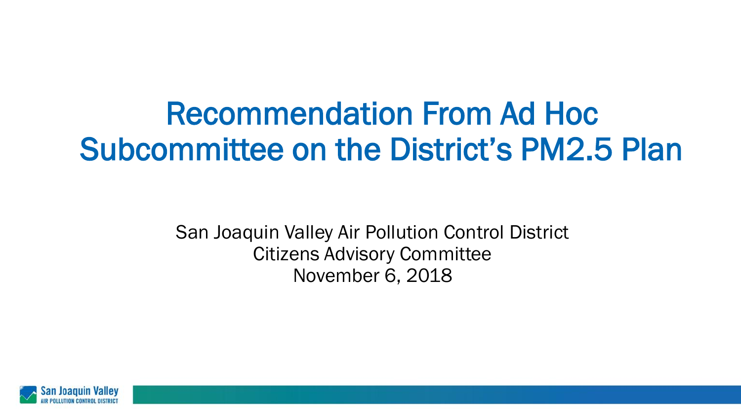# Recommendation From Ad Hoc Subcommittee on the District's PM2.5 Plan

San Joaquin Valley Air Pollution Control District
Citizens Advisory Committee
November 6, 2018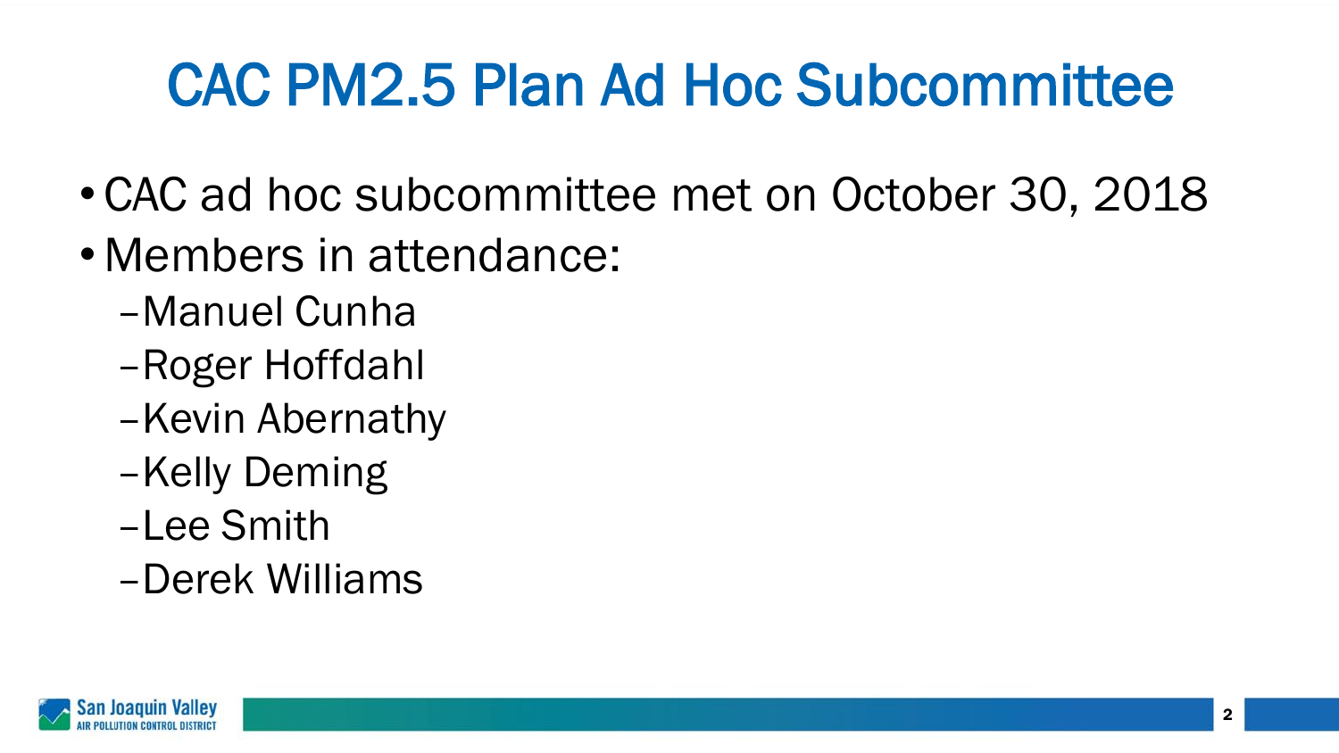# CAC PM2.5 Plan Ad Hoc Subcommittee

- CAC ad hoc subcommittee met on October 30, 2018
- Members in attendance:
  - Manuel Cunha
  - Roger Hoffdahl
  - Kevin Abernathy
  - Kelly Deming
  - Lee Smith
  - Derek Williams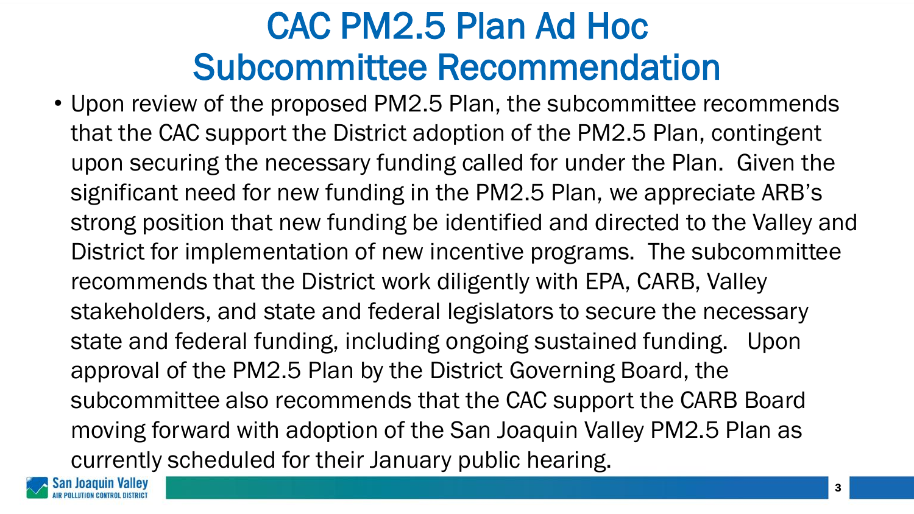# CAC PM2.5 Plan Ad Hoc Subcommittee Recommendation

- Upon review of the proposed PM2.5 Plan, the subcommittee recommends that the CAC support the District adoption of the PM2.5 Plan, contingent upon securing the necessary funding called for under the Plan. Given the significant need for new funding in the PM2.5 Plan, we appreciate ARB's strong position that new funding be identified and directed to the Valley and District for implementation of new incentive programs. The subcommittee recommends that the District work diligently with EPA, CARB, Valley stakeholders, and state and federal legislators to secure the necessary state and federal funding, including ongoing sustained funding. Upon approval of the PM2.5 Plan by the District Governing Board, the subcommittee also recommends that the CAC support the CARB Board moving forward with adoption of the San Joaquin Valley PM2.5 Plan as currently scheduled for their January public hearing.